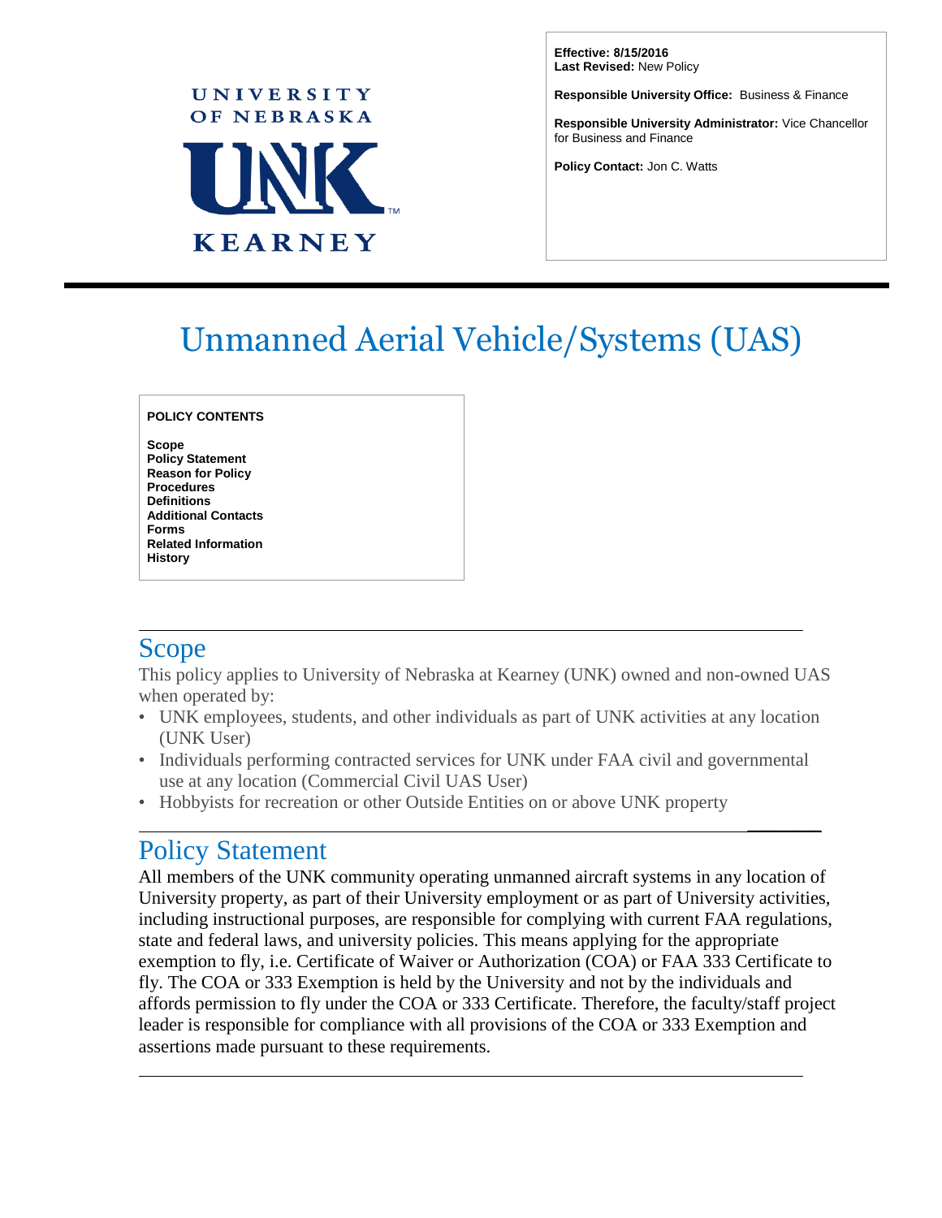UNIVERSITY OF NEBRASKA

UNK

KEARNEY

**Effective: 8/15/2016**
**Last Revised:** New Policy

**Responsible University Office:** Business & Finance

**Responsible University Administrator:** Vice Chancellor for Business and Finance

**Policy Contact:** Jon C. Watts

# Unmanned Aerial Vehicle/Systems (UAS)

**POLICY CONTENTS**

**Scope**
**Policy Statement**
**Reason for Policy**
**Procedures**
**Definitions**
**Additional Contacts**
**Forms**
**Related Information**
**History**

## Scope

This policy applies to University of Nebraska at Kearney (UNK) owned and non-owned UAS when operated by:

- UNK employees, students, and other individuals as part of UNK activities at any location (UNK User)
- Individuals performing contracted services for UNK under FAA civil and governmental use at any location (Commercial Civil UAS User)
- Hobbyists for recreation or other Outside Entities on or above UNK property

## Policy Statement

All members of the UNK community operating unmanned aircraft systems in any location of University property, as part of their University employment or as part of University activities, including instructional purposes, are responsible for complying with current FAA regulations, state and federal laws, and university policies. This means applying for the appropriate exemption to fly, i.e. Certificate of Waiver or Authorization (COA) or FAA 333 Certificate to fly. The COA or 333 Exemption is held by the University and not by the individuals and affords permission to fly under the COA or 333 Certificate. Therefore, the faculty/staff project leader is responsible for compliance with all provisions of the COA or 333 Exemption and assertions made pursuant to these requirements.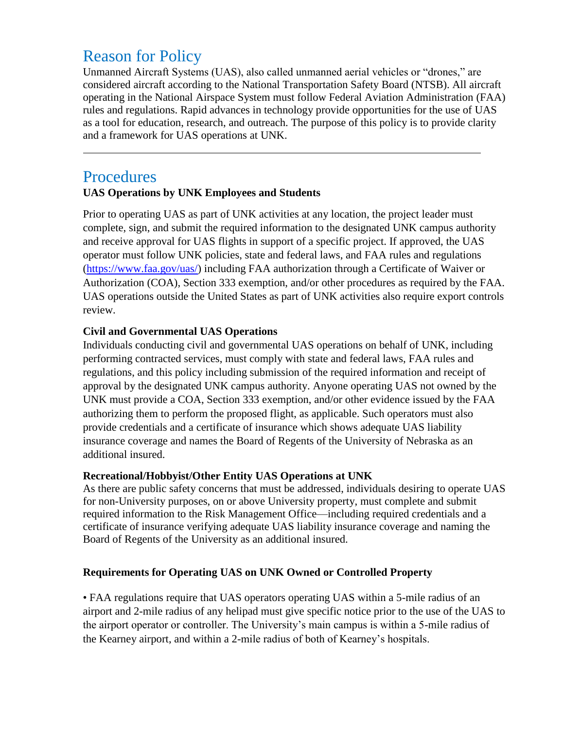## Reason for Policy

Unmanned Aircraft Systems (UAS), also called unmanned aerial vehicles or "drones," are considered aircraft according to the National Transportation Safety Board (NTSB). All aircraft operating in the National Airspace System must follow Federal Aviation Administration (FAA) rules and regulations. Rapid advances in technology provide opportunities for the use of UAS as a tool for education, research, and outreach. The purpose of this policy is to provide clarity and a framework for UAS operations at UNK.

---

## Procedures

**UAS Operations by UNK Employees and Students**

Prior to operating UAS as part of UNK activities at any location, the project leader must complete, sign, and submit the required information to the designated UNK campus authority and receive approval for UAS flights in support of a specific project. If approved, the UAS operator must follow UNK policies, state and federal laws, and FAA rules and regulations ([https://www.faa.gov/uas/](https://www.faa.gov/uas/)) including FAA authorization through a Certificate of Waiver or Authorization (COA), Section 333 exemption, and/or other procedures as required by the FAA. UAS operations outside the United States as part of UNK activities also require export controls review.

**Civil and Governmental UAS Operations**

Individuals conducting civil and governmental UAS operations on behalf of UNK, including performing contracted services, must comply with state and federal laws, FAA rules and regulations, and this policy including submission of the required information and receipt of approval by the designated UNK campus authority. Anyone operating UAS not owned by the UNK must provide a COA, Section 333 exemption, and/or other evidence issued by the FAA authorizing them to perform the proposed flight, as applicable. Such operators must also provide credentials and a certificate of insurance which shows adequate UAS liability insurance coverage and names the Board of Regents of the University of Nebraska as an additional insured.

**Recreational/Hobbyist/Other Entity UAS Operations at UNK**

As there are public safety concerns that must be addressed, individuals desiring to operate UAS for non-University purposes, on or above University property, must complete and submit required information to the Risk Management Office—including required credentials and a certificate of insurance verifying adequate UAS liability insurance coverage and naming the Board of Regents of the University as an additional insured.

**Requirements for Operating UAS on UNK Owned or Controlled Property**

- FAA regulations require that UAS operators operating UAS within a 5-mile radius of an airport and 2-mile radius of any helipad must give specific notice prior to the use of the UAS to the airport operator or controller. The University's main campus is within a 5-mile radius of the Kearney airport, and within a 2-mile radius of both of Kearney's hospitals.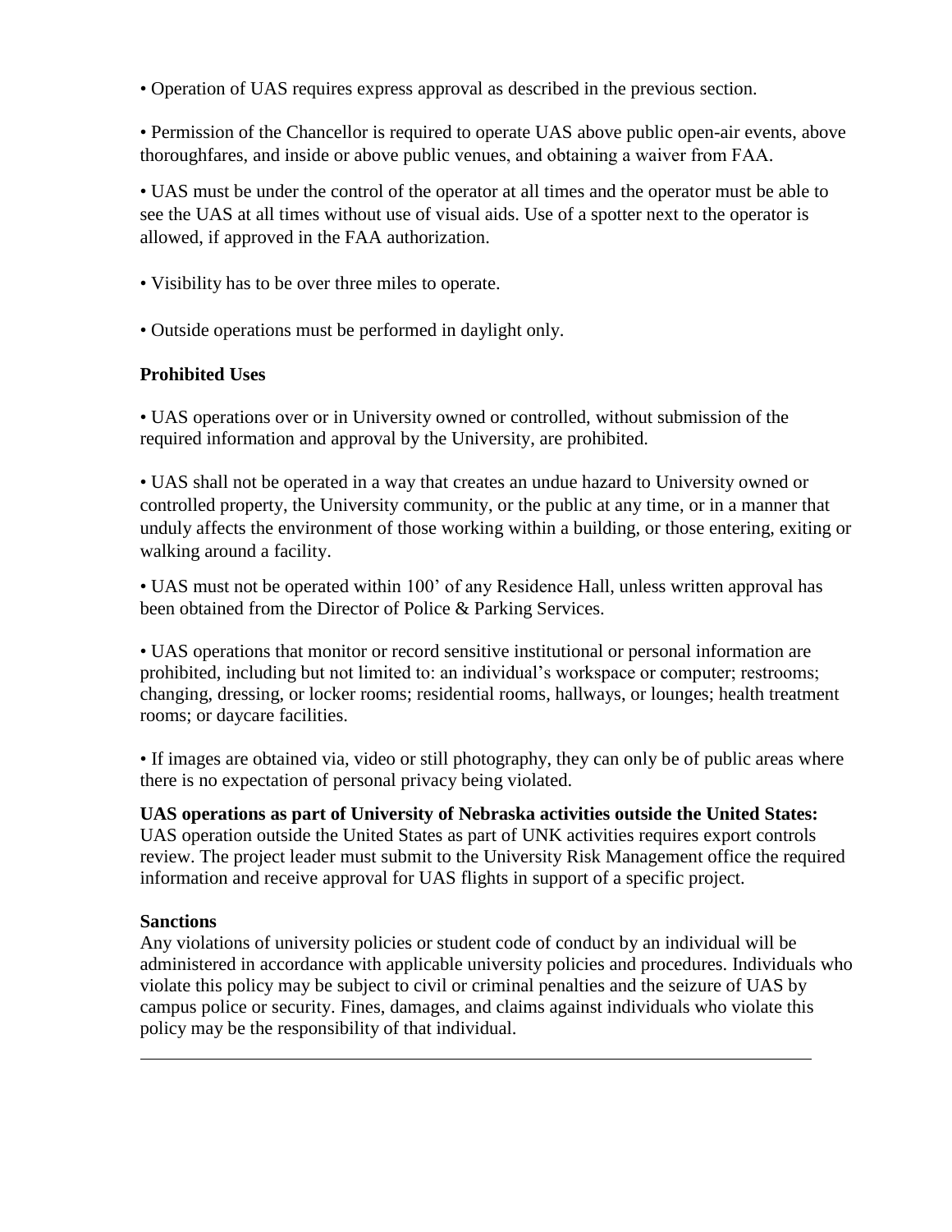• Operation of UAS requires express approval as described in the previous section.

• Permission of the Chancellor is required to operate UAS above public open-air events, above thoroughfares, and inside or above public venues, and obtaining a waiver from FAA.

• UAS must be under the control of the operator at all times and the operator must be able to see the UAS at all times without use of visual aids. Use of a spotter next to the operator is allowed, if approved in the FAA authorization.

• Visibility has to be over three miles to operate.

• Outside operations must be performed in daylight only.

**Prohibited Uses**

• UAS operations over or in University owned or controlled, without submission of the required information and approval by the University, are prohibited.

• UAS shall not be operated in a way that creates an undue hazard to University owned or controlled property, the University community, or the public at any time, or in a manner that unduly affects the environment of those working within a building, or those entering, exiting or walking around a facility.

• UAS must not be operated within 100' of any Residence Hall, unless written approval has been obtained from the Director of Police & Parking Services.

• UAS operations that monitor or record sensitive institutional or personal information are prohibited, including but not limited to: an individual's workspace or computer; restrooms; changing, dressing, or locker rooms; residential rooms, hallways, or lounges; health treatment rooms; or daycare facilities.

• If images are obtained via, video or still photography, they can only be of public areas where there is no expectation of personal privacy being violated.

**UAS operations as part of University of Nebraska activities outside the United States:** UAS operation outside the United States as part of UNK activities requires export controls review. The project leader must submit to the University Risk Management office the required information and receive approval for UAS flights in support of a specific project.

**Sanctions**

Any violations of university policies or student code of conduct by an individual will be administered in accordance with applicable university policies and procedures. Individuals who violate this policy may be subject to civil or criminal penalties and the seizure of UAS by campus police or security. Fines, damages, and claims against individuals who violate this policy may be the responsibility of that individual.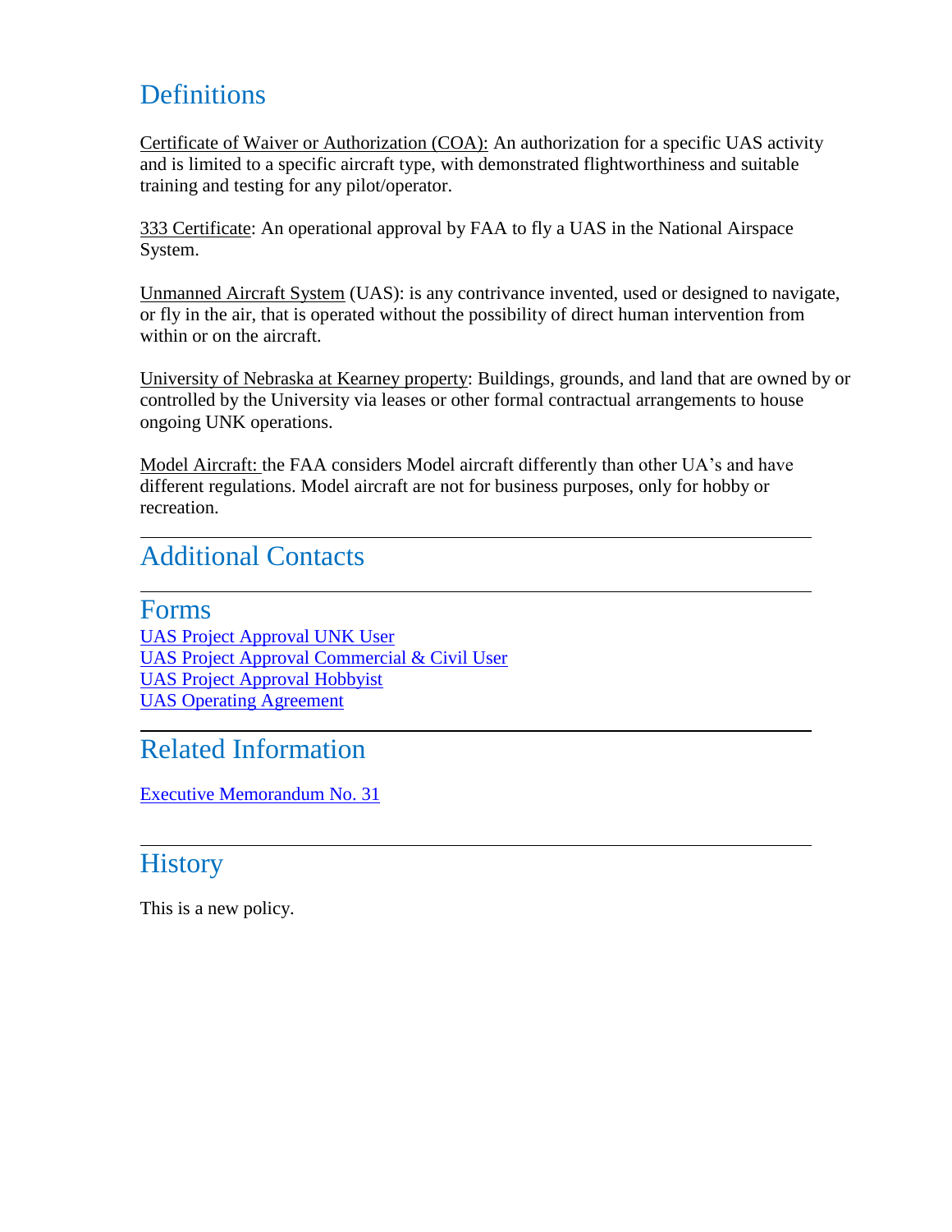## Definitions

Certificate of Waiver or Authorization (COA): An authorization for a specific UAS activity and is limited to a specific aircraft type, with demonstrated flightworthiness and suitable training and testing for any pilot/operator.

333 Certificate: An operational approval by FAA to fly a UAS in the National Airspace System.

Unmanned Aircraft System (UAS): is any contrivance invented, used or designed to navigate, or fly in the air, that is operated without the possibility of direct human intervention from within or on the aircraft.

University of Nebraska at Kearney property: Buildings, grounds, and land that are owned by or controlled by the University via leases or other formal contractual arrangements to house ongoing UNK operations.

Model Aircraft: the FAA considers Model aircraft differently than other UA's and have different regulations. Model aircraft are not for business purposes, only for hobby or recreation.

---

## Additional Contacts

---

## Forms

UAS Project Approval UNK User
UAS Project Approval Commercial & Civil User
UAS Project Approval Hobbyist
UAS Operating Agreement

---

## Related Information

Executive Memorandum No. 31

---

## History

This is a new policy.